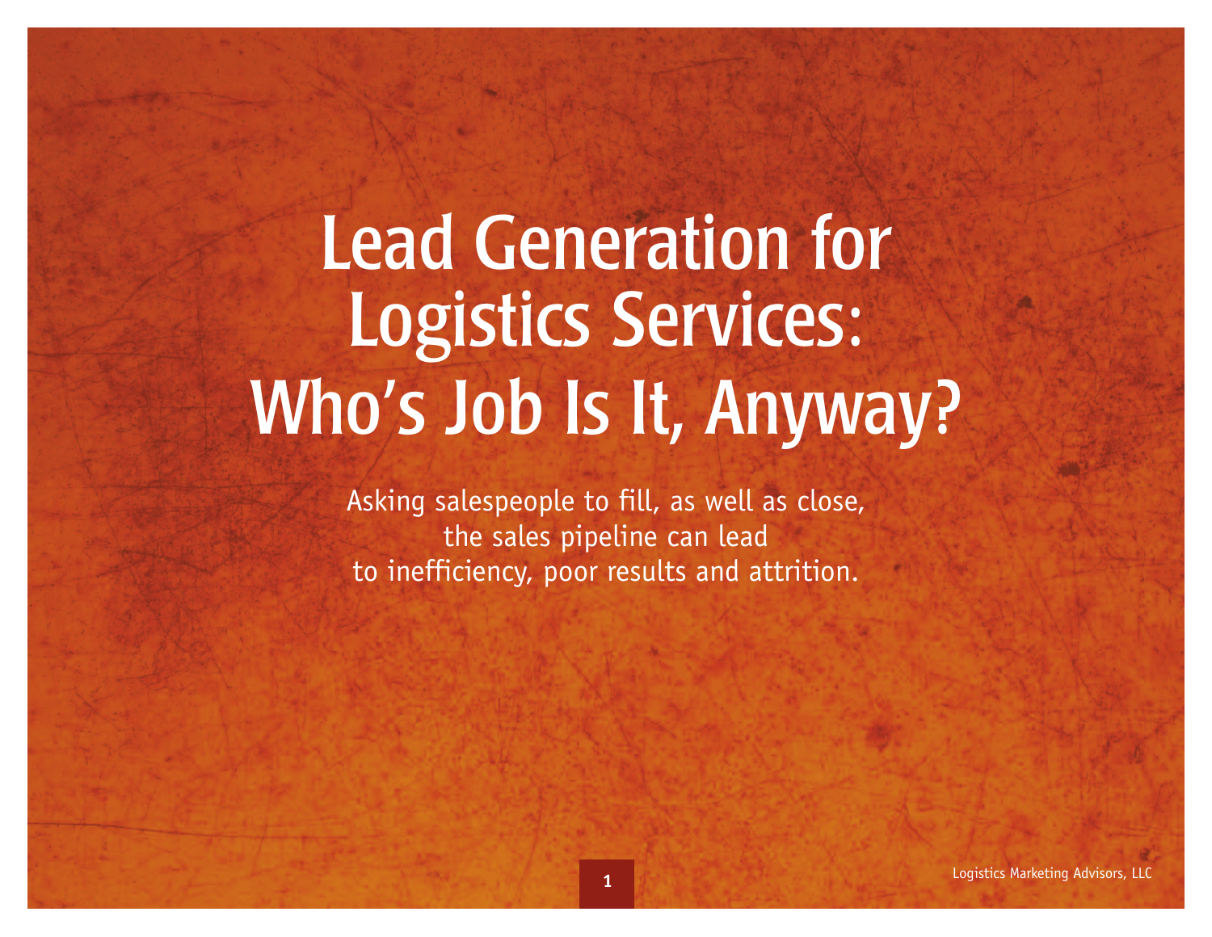# Lead Generation for Logistics Services: Who's Job Is It, Anyway?

Asking salespeople to fill, as well as close, the sales pipeline can lead to inefficiency, poor results and attrition.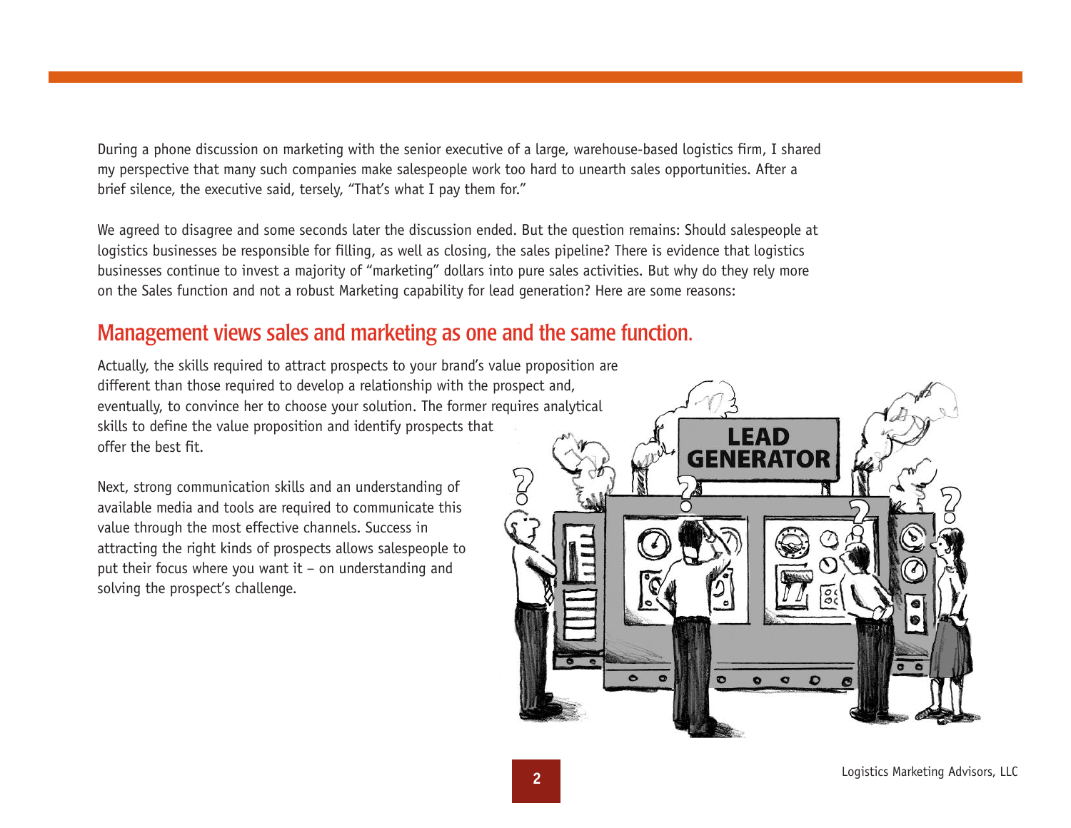During a phone discussion on marketing with the senior executive of a large, warehouse-based logistics firm, I shared my perspective that many such companies make salespeople work too hard to unearth sales opportunities. After a brief silence, the executive said, tersely, "That's what I pay them for."

We agreed to disagree and some seconds later the discussion ended. But the question remains: Should salespeople at logistics businesses be responsible for filling, as well as closing, the sales pipeline? There is evidence that logistics businesses continue to invest a majority of "marketing" dollars into pure sales activities. But why do they rely more on the Sales function and not a robust Marketing capability for lead generation? Here are some reasons:

## Management views sales and marketing as one and the same function.

Actually, the skills required to attract prospects to your brand's value proposition are different than those required to develop a relationship with the prospect and, eventually, to convince her to choose your solution. The former requires analytical skills to define the value proposition and identify prospects that offer the best fit.

Next, strong communication skills and an understanding of available media and tools are required to communicate this value through the most effective channels. Success in attracting the right kinds of prospects allows salespeople to put their focus where you want it – on understanding and solving the prospect's challenge.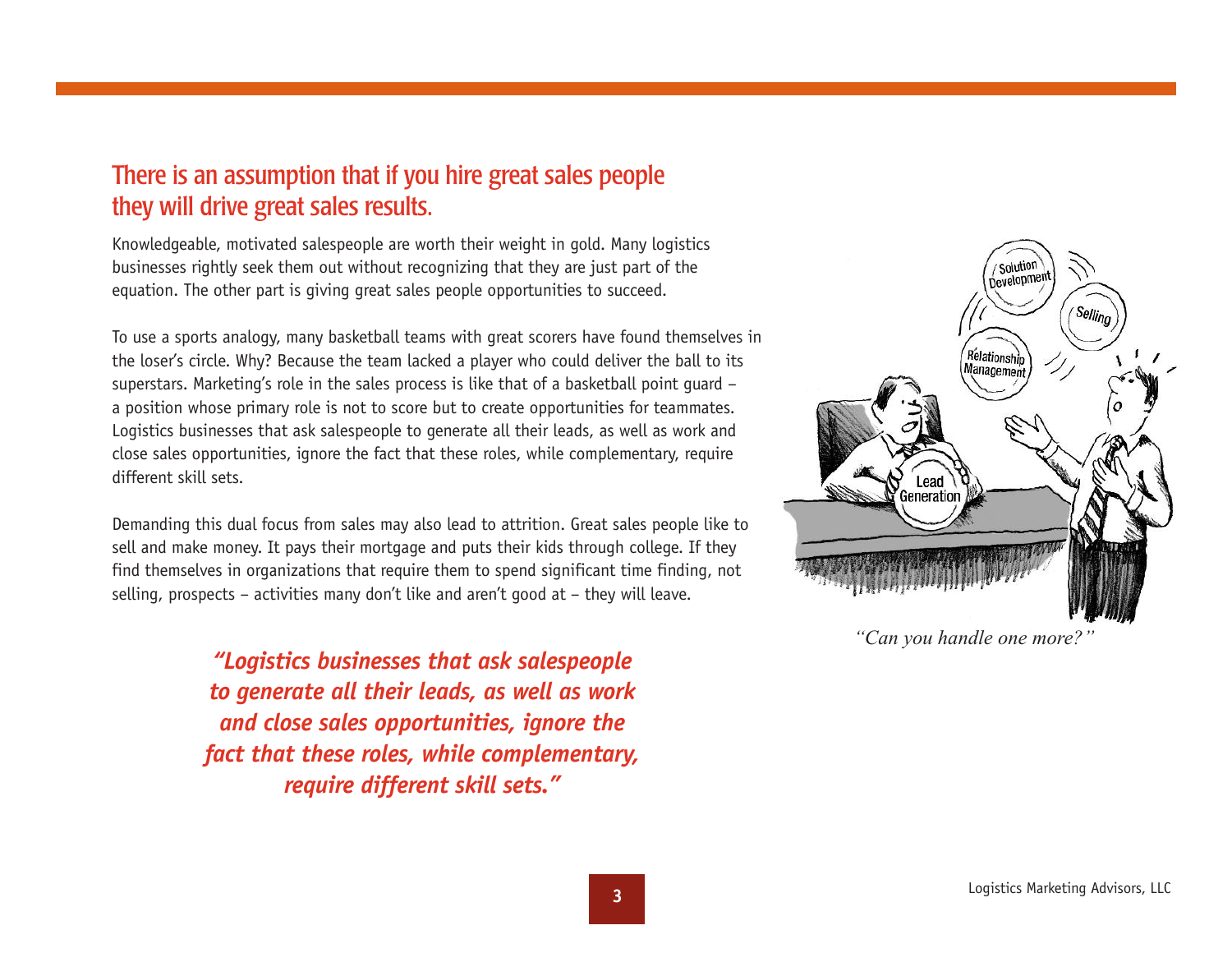## There is an assumption that if you hire great sales people they will drive great sales results.

Knowledgeable, motivated salespeople are worth their weight in gold. Many logistics businesses rightly seek them out without recognizing that they are just part of the equation. The other part is giving great sales people opportunities to succeed.

To use a sports analogy, many basketball teams with great scorers have found themselves in the loser's circle. Why? Because the team lacked a player who could deliver the ball to its superstars. Marketing's role in the sales process is like that of a basketball point guard – a position whose primary role is not to score but to create opportunities for teammates. Logistics businesses that ask salespeople to generate all their leads, as well as work and close sales opportunities, ignore the fact that these roles, while complementary, require different skill sets.

Demanding this dual focus from sales may also lead to attrition. Great sales people like to sell and make money. It pays their mortgage and puts their kids through college. If they find themselves in organizations that require them to spend significant time finding, not selling, prospects – activities many don't like and aren't good at – they will leave.

***"Logistics businesses that ask salespeople to generate all their leads, as well as work and close sales opportunities, ignore the fact that these roles, while complementary, require different skill sets."***

*"Can you handle one more?"*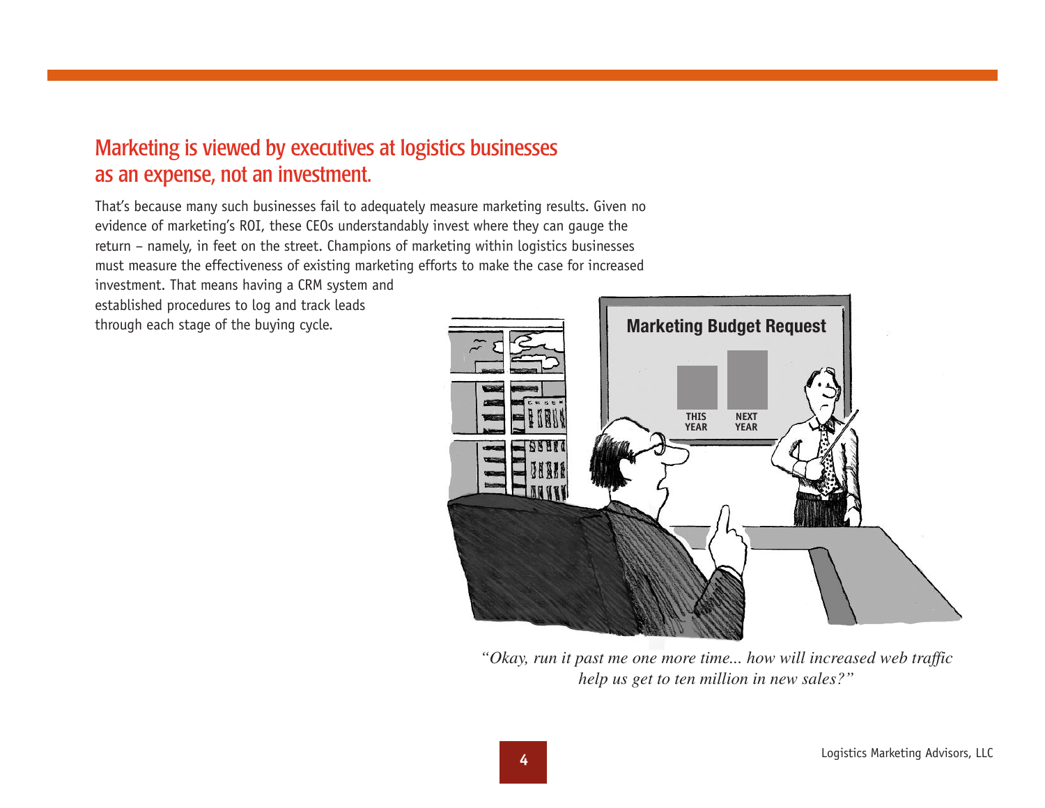## Marketing is viewed by executives at logistics businesses as an expense, not an investment.

That's because many such businesses fail to adequately measure marketing results. Given no evidence of marketing's ROI, these CEOs understandably invest where they can gauge the return – namely, in feet on the street. Champions of marketing within logistics businesses must measure the effectiveness of existing marketing efforts to make the case for increased investment. That means having a CRM system and established procedures to log and track leads through each stage of the buying cycle.

*"Okay, run it past me one more time... how will increased web traffic help us get to ten million in new sales?"*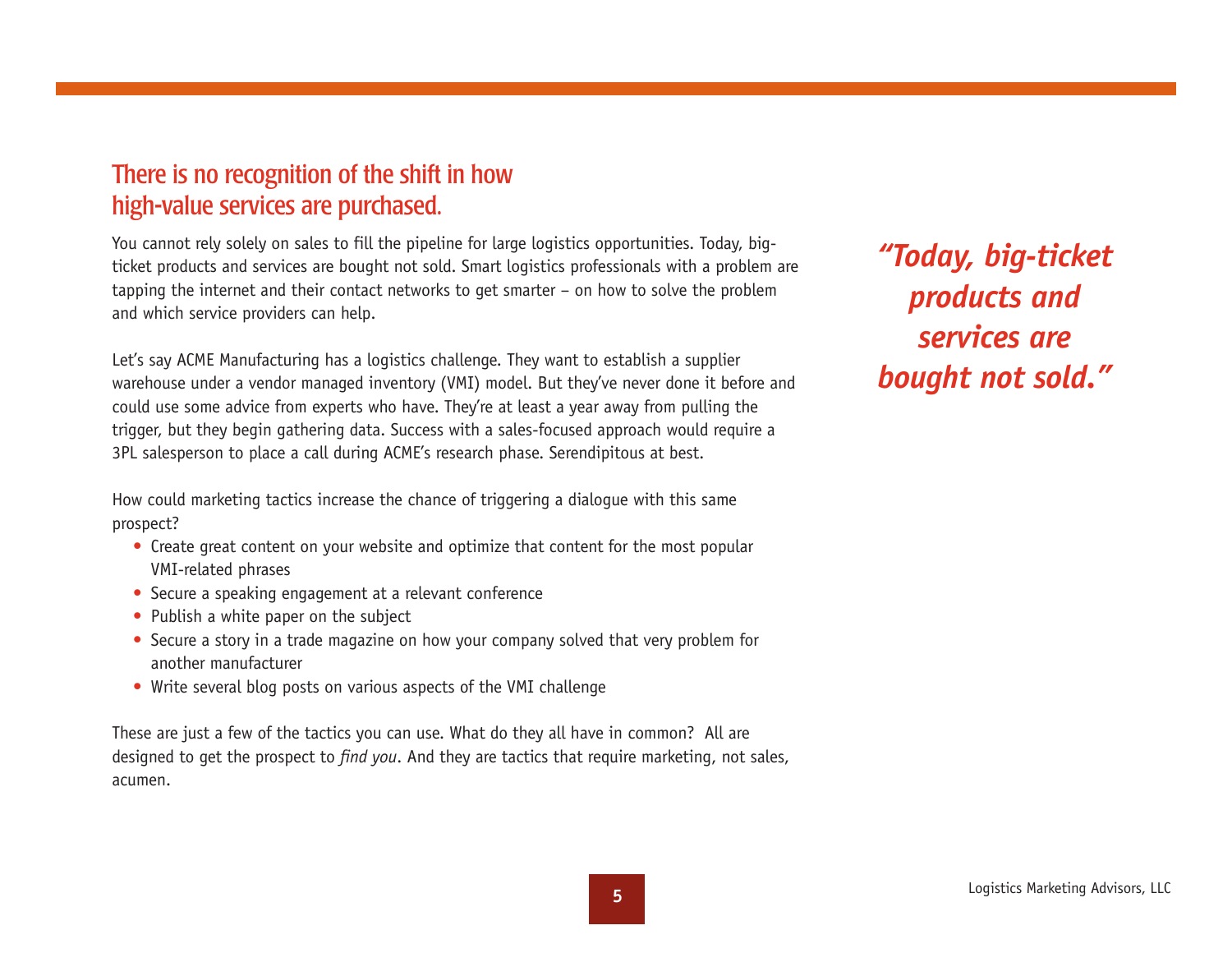## There is no recognition of the shift in how high-value services are purchased.

You cannot rely solely on sales to fill the pipeline for large logistics opportunities. Today, big-ticket products and services are bought not sold. Smart logistics professionals with a problem are tapping the internet and their contact networks to get smarter – on how to solve the problem and which service providers can help.

Let's say ACME Manufacturing has a logistics challenge. They want to establish a supplier warehouse under a vendor managed inventory (VMI) model. But they've never done it before and could use some advice from experts who have. They're at least a year away from pulling the trigger, but they begin gathering data. Success with a sales-focused approach would require a 3PL salesperson to place a call during ACME's research phase. Serendipitous at best.

How could marketing tactics increase the chance of triggering a dialogue with this same prospect?

- Create great content on your website and optimize that content for the most popular VMI-related phrases
- Secure a speaking engagement at a relevant conference
- Publish a white paper on the subject
- Secure a story in a trade magazine on how your company solved that very problem for another manufacturer
- Write several blog posts on various aspects of the VMI challenge

These are just a few of the tactics you can use. What do they all have in common? All are designed to get the prospect to *find you*. And they are tactics that require marketing, not sales, acumen.

***"Today, big-ticket products and services are bought not sold."***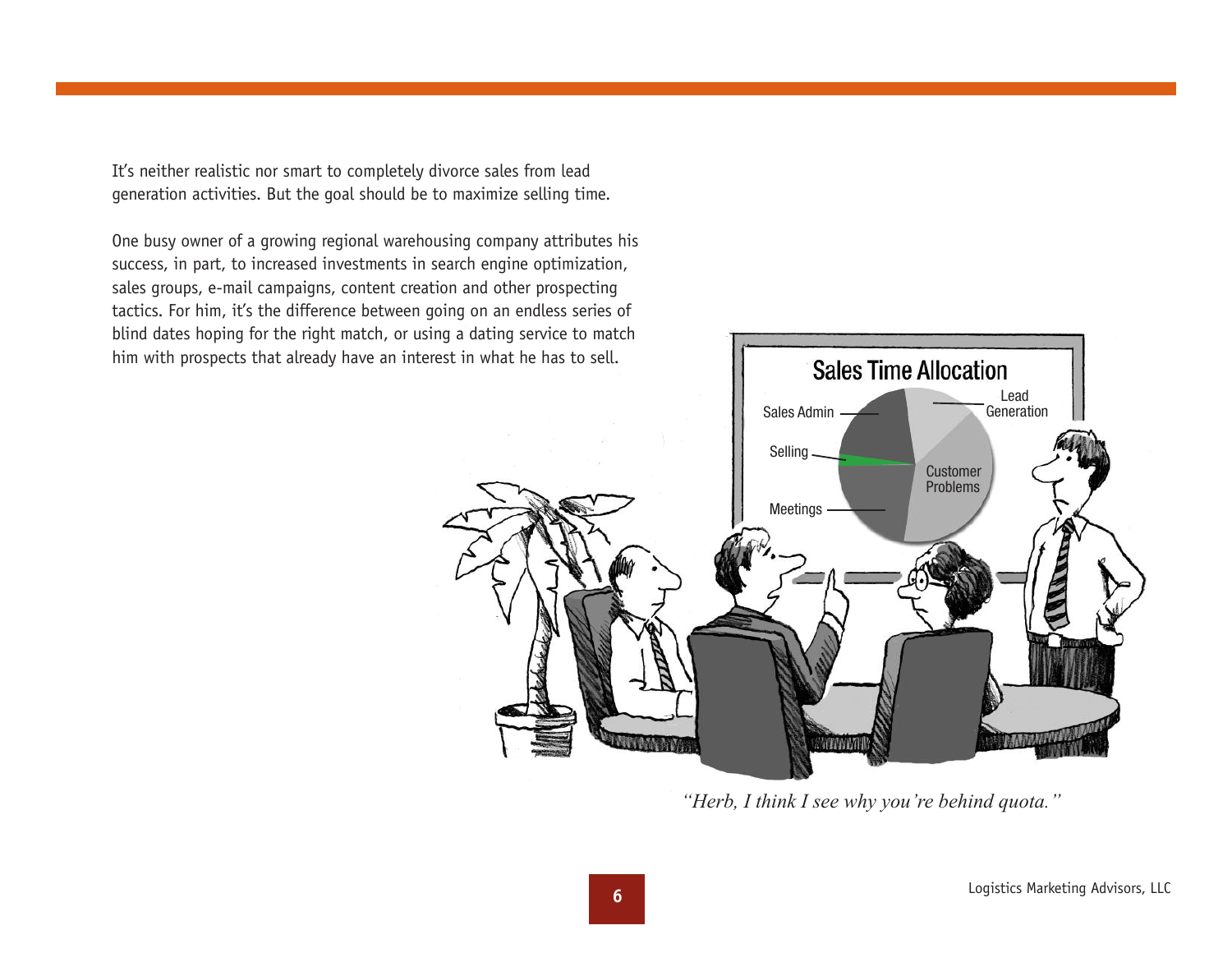It's neither realistic nor smart to completely divorce sales from lead generation activities. But the goal should be to maximize selling time.

One busy owner of a growing regional warehousing company attributes his success, in part, to increased investments in search engine optimization, sales groups, e-mail campaigns, content creation and other prospecting tactics. For him, it's the difference between going on an endless series of blind dates hoping for the right match, or using a dating service to match him with prospects that already have an interest in what he has to sell.

*"Herb, I think I see why you're behind quota."*

Logistics Marketing Advisors, LLC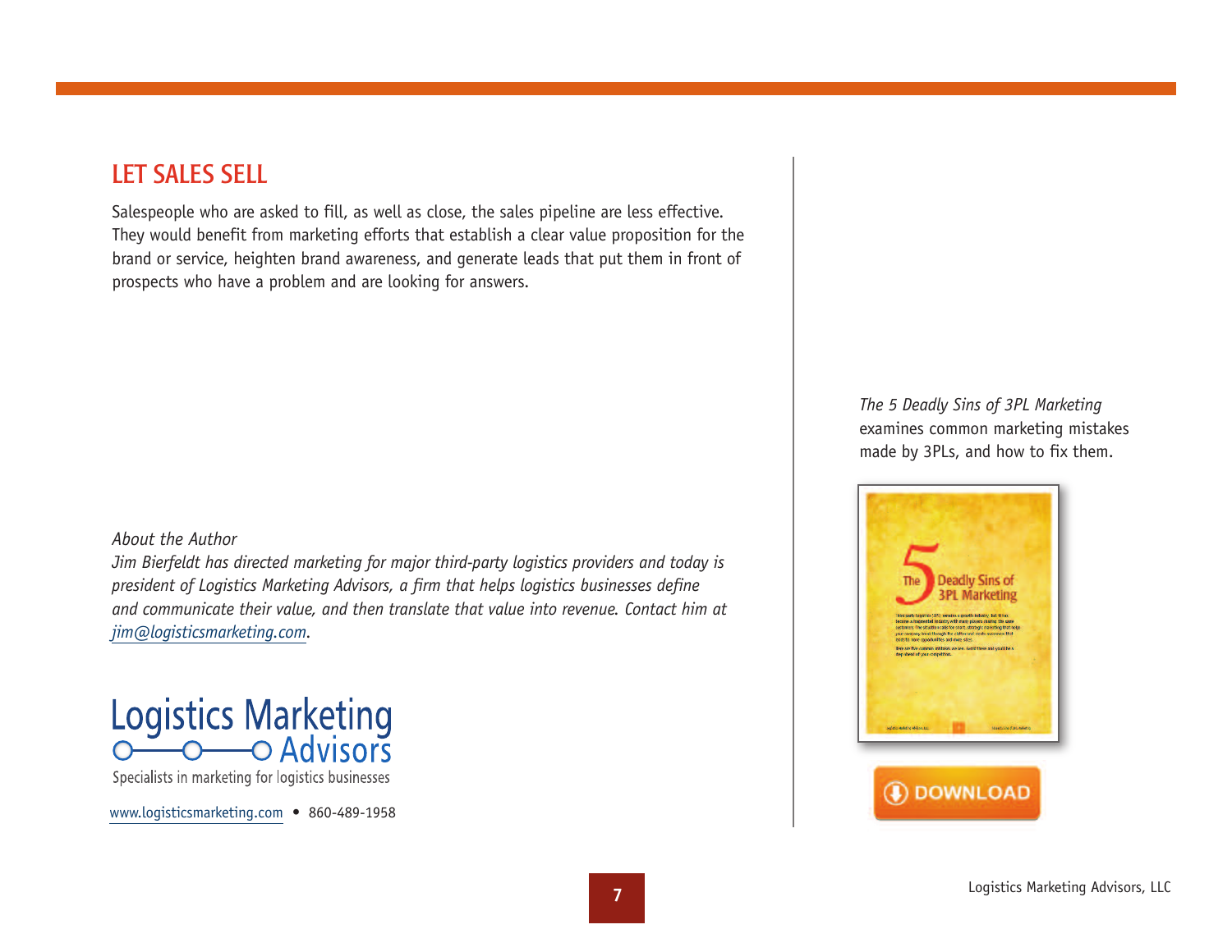## LET SALES SELL

Salespeople who are asked to fill, as well as close, the sales pipeline are less effective. They would benefit from marketing efforts that establish a clear value proposition for the brand or service, heighten brand awareness, and generate leads that put them in front of prospects who have a problem and are looking for answers.

*About the Author*
*Jim Bierfeldt has directed marketing for major third-party logistics providers and today is president of Logistics Marketing Advisors, a firm that helps logistics businesses define and communicate their value, and then translate that value into revenue. Contact him at jim@logisticsmarketing.com.*

Logistics Marketing Advisors
Specialists in marketing for logistics businesses

www.logisticsmarketing.com • 860-489-1958

*The 5 Deadly Sins of 3PL Marketing* examines common marketing mistakes made by 3PLs, and how to fix them.

DOWNLOAD